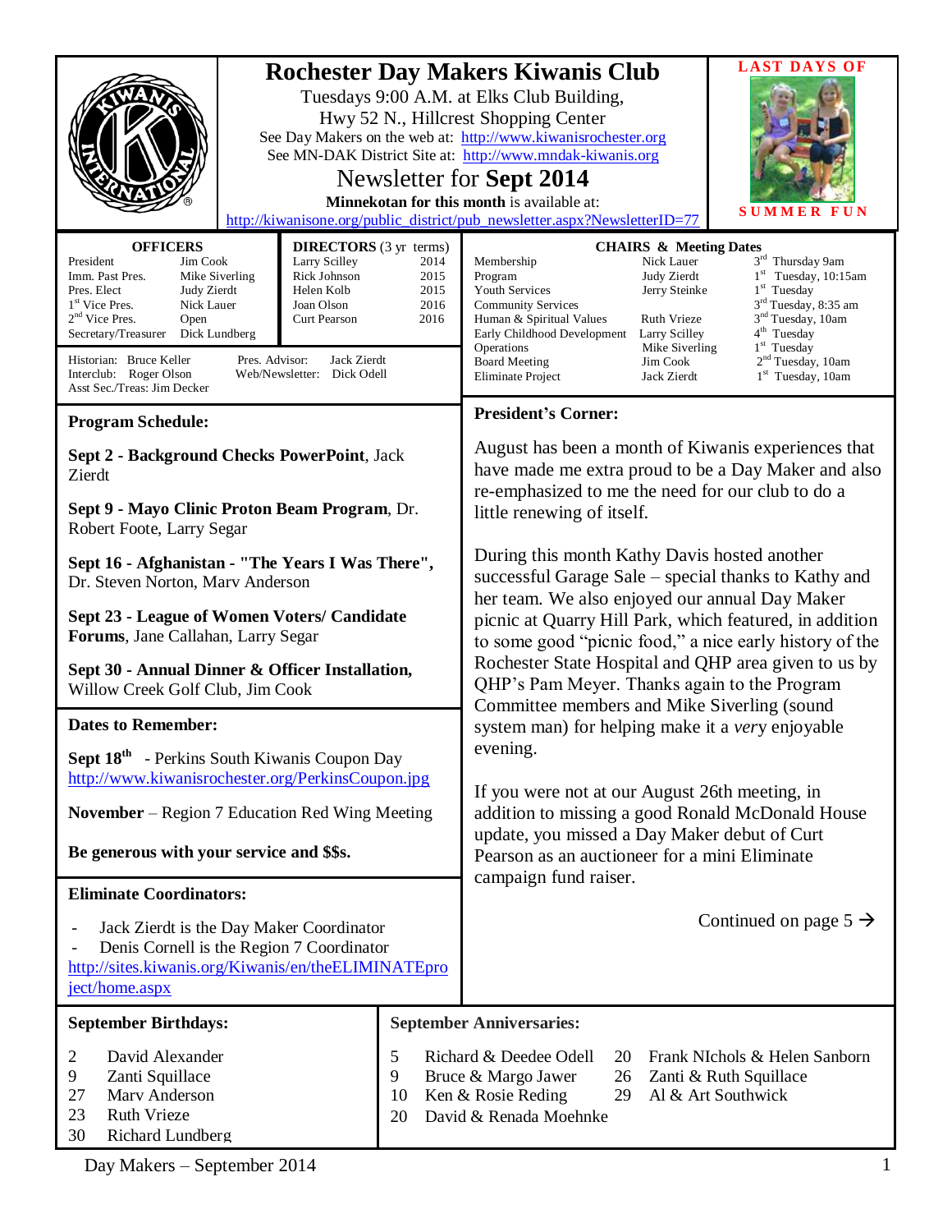# Rochester Day Makers Kiwanis Club

Tuesdays 9:00 A.M. at Elks Club Building,
Hwy 52 N., Hillcrest Shopping Center

See Day Makers on the web at: http://www.kiwanisrochester.org
See MN-DAK District Site at: http://www.mndak-kiwanis.org

## Newsletter for **Sept 2014**

**Minnekotan for this month** is available at:
http://kiwanisone.org/public_district/pub_newsletter.aspx?NewsletterID=77

**LAST DAYS OF SUMMER FUN**

| OFFICERS | |
|---|---|
| President | Jim Cook |
| Imm. Past Pres. | Mike Siverling |
| Pres. Elect | Judy Zierdt |
| 1st Vice Pres. | Nick Lauer |
| 2nd Vice Pres. | Open |
| Secretary/Treasurer | Dick Lundberg |

| DIRECTORS (3 yr terms) | |
|---|---|
| Larry Scilley | 2014 |
| Rick Johnson | 2015 |
| Helen Kolb | 2015 |
| Joan Olson | 2016 |
| Curt Pearson | 2016 |

Historian: Bruce Keller
Interclub: Roger Olson
Asst Sec./Treas: Jim Decker
Pres. Advisor: Jack Zierdt
Web/Newsletter: Dick Odell

| CHAIRS & Meeting Dates | | |
|---|---|---|
| Membership | Nick Lauer | 3rd Thursday 9am |
| Program | Judy Zierdt | 1st Tuesday, 10:15am |
| Youth Services | Jerry Steinke | 1st Tuesday |
| Community Services | | 3rd Tuesday, 8:35 am |
| Human & Spiritual Values | Ruth Vrieze | 3nd Tuesday, 10am |
| Early Childhood Development | Larry Scilley | 4th Tuesday |
| Operations | Mike Siverling | 1st Tuesday |
| Board Meeting | Jim Cook | 2nd Tuesday, 10am |
| Eliminate Project | Jack Zierdt | 1st Tuesday, 10am |

### Program Schedule:

**Sept 2 - Background Checks PowerPoint**, Jack Zierdt

**Sept 9 - Mayo Clinic Proton Beam Program**, Dr. Robert Foote, Larry Segar

**Sept 16 - Afghanistan - "The Years I Was There"**, Dr. Steven Norton, Marv Anderson

**Sept 23 - League of Women Voters/ Candidate Forums**, Jane Callahan, Larry Segar

**Sept 30 - Annual Dinner & Officer Installation,** Willow Creek Golf Club, Jim Cook

### Dates to Remember:

**Sept 18th** - Perkins South Kiwanis Coupon Day
http://www.kiwanisrochester.org/PerkinsCoupon.jpg

**November** – Region 7 Education Red Wing Meeting

**Be generous with your service and $$s.**

### Eliminate Coordinators:

- Jack Zierdt is the Day Maker Coordinator
- Denis Cornell is the Region 7 Coordinator

http://sites.kiwanis.org/Kiwanis/en/theELIMINATEproject/home.aspx

### President's Corner:

August has been a month of Kiwanis experiences that have made me extra proud to be a Day Maker and also re-emphasized to me the need for our club to do a little renewing of itself.

During this month Kathy Davis hosted another successful Garage Sale – special thanks to Kathy and her team. We also enjoyed our annual Day Maker picnic at Quarry Hill Park, which featured, in addition to some good "picnic food," a nice early history of the Rochester State Hospital and QHP area given to us by QHP's Pam Meyer. Thanks again to the Program Committee members and Mike Siverling (sound system man) for helping make it a *very* enjoyable evening.

If you were not at our August 26th meeting, in addition to missing a good Ronald McDonald House update, you missed a Day Maker debut of Curt Pearson as an auctioneer for a mini Eliminate campaign fund raiser.

Continued on page 5 →

### September Birthdays:

| | |
|---|---|
| 2 | David Alexander |
| 9 | Zanti Squillace |
| 27 | Marv Anderson |
| 23 | Ruth Vrieze |
| 30 | Richard Lundberg |

### September Anniversaries:

| | |
|---|---|
| 5 | Richard & Deedee Odell |
| 9 | Bruce & Margo Jawer |
| 10 | Ken & Rosie Reding |
| 20 | David & Renada Moehnke |
| 20 | Frank NIchols & Helen Sanborn |
| 26 | Zanti & Ruth Squillace |
| 29 | Al & Art Southwick |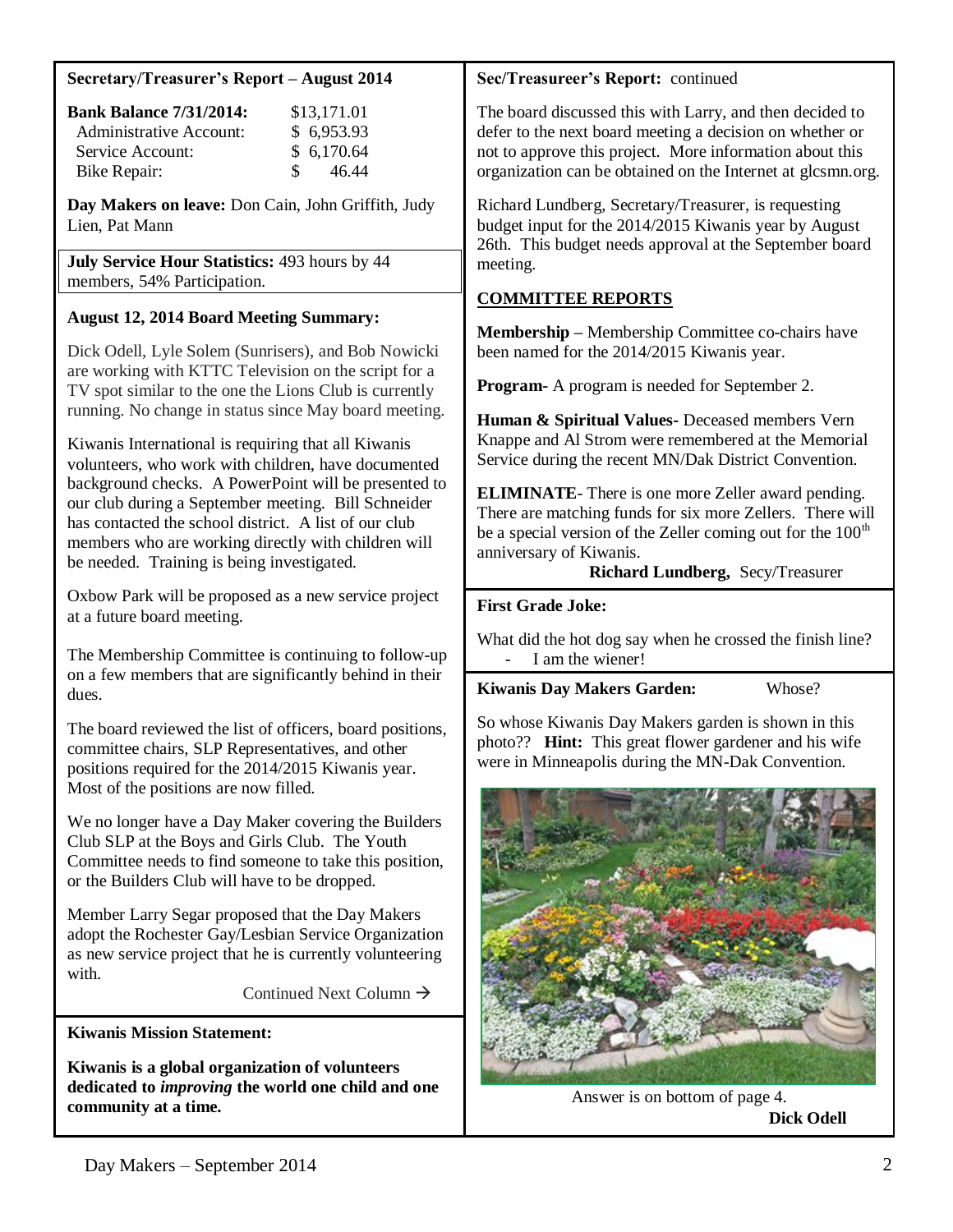## Secretary/Treasurer's Report – August 2014

| **Bank Balance 7/31/2014:** | $13,171.01 |
|---|---|
| Administrative Account: | $ 6,953.93 |
| Service Account: | $ 6,170.64 |
| Bike Repair: | $ 46.44 |

**Day Makers on leave:** Don Cain, John Griffith, Judy Lien, Pat Mann

**July Service Hour Statistics:** 493 hours by 44 members, 54% Participation.

### August 12, 2014 Board Meeting Summary:

Dick Odell, Lyle Solem (Sunrisers), and Bob Nowicki are working with KTTC Television on the script for a TV spot similar to the one the Lions Club is currently running. No change in status since May board meeting.

Kiwanis International is requiring that all Kiwanis volunteers, who work with children, have documented background checks. A PowerPoint will be presented to our club during a September meeting. Bill Schneider has contacted the school district. A list of our club members who are working directly with children will be needed. Training is being investigated.

Oxbow Park will be proposed as a new service project at a future board meeting.

The Membership Committee is continuing to follow-up on a few members that are significantly behind in their dues.

The board reviewed the list of officers, board positions, committee chairs, SLP Representatives, and other positions required for the 2014/2015 Kiwanis year. Most of the positions are now filled.

We no longer have a Day Maker covering the Builders Club SLP at the Boys and Girls Club. The Youth Committee needs to find someone to take this position, or the Builders Club will have to be dropped.

Member Larry Segar proposed that the Day Makers adopt the Rochester Gay/Lesbian Service Organization as new service project that he is currently volunteering with.

Continued Next Column →

### Kiwanis Mission Statement:

**Kiwanis is a global organization of volunteers dedicated to *improving* the world one child and one community at a time.**

**Sec/Treasureer's Report:** continued

The board discussed this with Larry, and then decided to defer to the next board meeting a decision on whether or not to approve this project. More information about this organization can be obtained on the Internet at glcsmn.org.

Richard Lundberg, Secretary/Treasurer, is requesting budget input for the 2014/2015 Kiwanis year by August 26th. This budget needs approval at the September board meeting.

### COMMITTEE REPORTS

**Membership –** Membership Committee co-chairs have been named for the 2014/2015 Kiwanis year.

**Program-** A program is needed for September 2.

**Human & Spiritual Values-** Deceased members Vern Knappe and Al Strom were remembered at the Memorial Service during the recent MN/Dak District Convention.

**ELIMINATE**- There is one more Zeller award pending. There are matching funds for six more Zellers. There will be a special version of the Zeller coming out for the 100th anniversary of Kiwanis.

**Richard Lundberg,** Secy/Treasurer

### First Grade Joke:

What did the hot dog say when he crossed the finish line?

- I am the wiener!

### Kiwanis Day Makers Garden: Whose?

So whose Kiwanis Day Makers garden is shown in this photo?? **Hint:** This great flower gardener and his wife were in Minneapolis during the MN-Dak Convention.

Answer is on bottom of page 4.

**Dick Odell**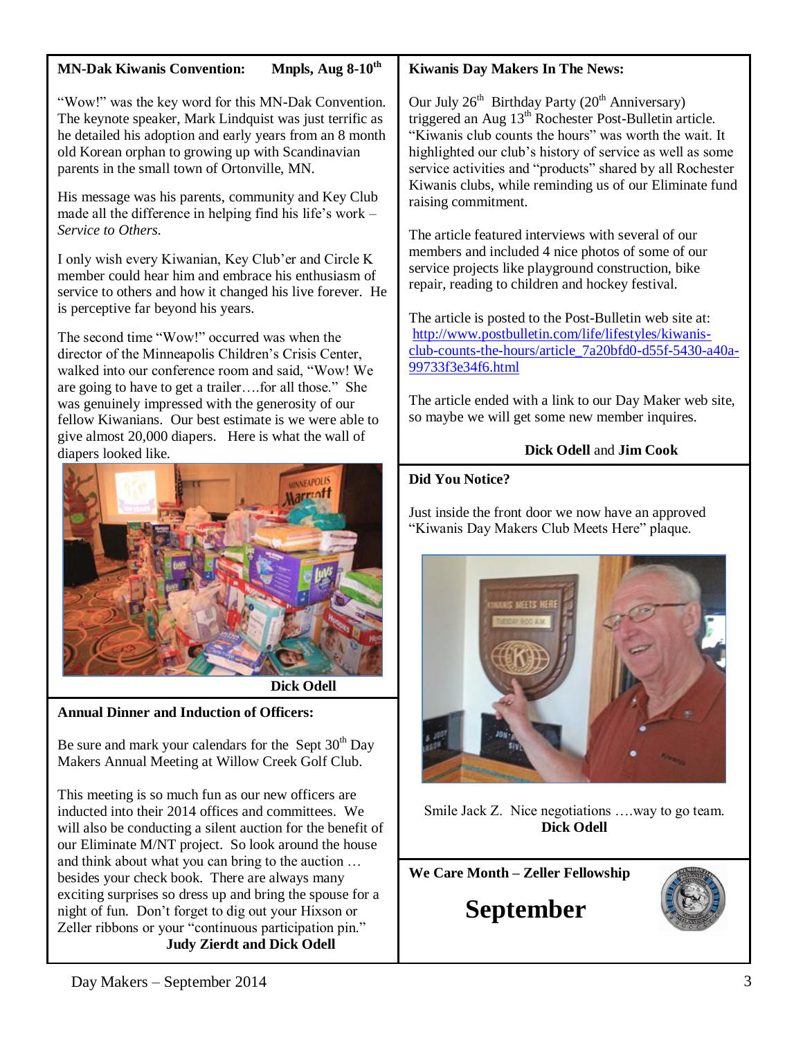## MN-Dak Kiwanis Convention: Mnpls, Aug 8-10th

"Wow!" was the key word for this MN-Dak Convention. The keynote speaker, Mark Lindquist was just terrific as he detailed his adoption and early years from an 8 month old Korean orphan to growing up with Scandinavian parents in the small town of Ortonville, MN.

His message was his parents, community and Key Club made all the difference in helping find his life's work – *Service to Others.*

I only wish every Kiwanian, Key Club'er and Circle K member could hear him and embrace his enthusiasm of service to others and how it changed his live forever. He is perceptive far beyond his years.

The second time "Wow!" occurred was when the director of the Minneapolis Children's Crisis Center, walked into our conference room and said, "Wow! We are going to have to get a trailer….for all those." She was genuinely impressed with the generosity of our fellow Kiwanians. Our best estimate is we were able to give almost 20,000 diapers. Here is what the wall of diapers looked like.

**Dick Odell**

## Annual Dinner and Induction of Officers:

Be sure and mark your calendars for the Sept 30th Day Makers Annual Meeting at Willow Creek Golf Club.

This meeting is so much fun as our new officers are inducted into their 2014 offices and committees. We will also be conducting a silent auction for the benefit of our Eliminate M/NT project. So look around the house and think about what you can bring to the auction … besides your check book. There are always many exciting surprises so dress up and bring the spouse for a night of fun. Don't forget to dig out your Hixson or Zeller ribbons or your "continuous participation pin."

**Judy Zierdt and Dick Odell**

## Kiwanis Day Makers In The News:

Our July 26th Birthday Party (20th Anniversary) triggered an Aug 13th Rochester Post-Bulletin article. "Kiwanis club counts the hours" was worth the wait. It highlighted our club's history of service as well as some service activities and "products" shared by all Rochester Kiwanis clubs, while reminding us of our Eliminate fund raising commitment.

The article featured interviews with several of our members and included 4 nice photos of some of our service projects like playground construction, bike repair, reading to children and hockey festival.

The article is posted to the Post-Bulletin web site at: http://www.postbulletin.com/life/lifestyles/kiwanis-club-counts-the-hours/article_7a20bfd0-d55f-5430-a40a-99733f3e34f6.html

The article ended with a link to our Day Maker web site, so maybe we will get some new member inquires.

**Dick Odell** and **Jim Cook**

## Did You Notice?

Just inside the front door we now have an approved "Kiwanis Day Makers Club Meets Here" plaque.

Smile Jack Z. Nice negotiations ….way to go team.
**Dick Odell**

## We Care Month – Zeller Fellowship

# September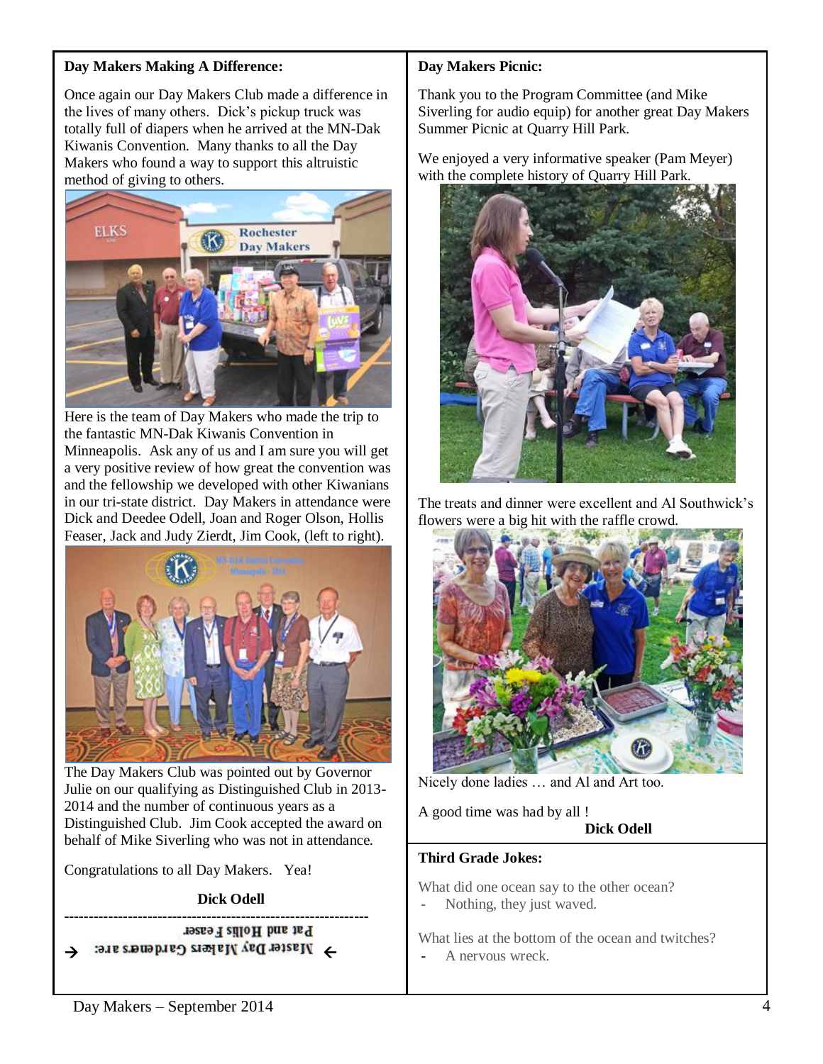## Day Makers Making A Difference:

Once again our Day Makers Club made a difference in the lives of many others. Dick's pickup truck was totally full of diapers when he arrived at the MN-Dak Kiwanis Convention. Many thanks to all the Day Makers who found a way to support this altruistic method of giving to others.

Here is the team of Day Makers who made the trip to the fantastic MN-Dak Kiwanis Convention in Minneapolis. Ask any of us and I am sure you will get a very positive review of how great the convention was and the fellowship we developed with other Kiwanians in our tri-state district. Day Makers in attendance were Dick and Deedee Odell, Joan and Roger Olson, Hollis Feaser, Jack and Judy Zierdt, Jim Cook, (left to right).

The Day Makers Club was pointed out by Governor Julie on our qualifying as Distinguished Club in 2013-2014 and the number of continuous years as a Distinguished Club. Jim Cook accepted the award on behalf of Mike Siverling who was not in attendance.

Congratulations to all Day Makers. Yea!

**Dick Odell**

---

→ Master Day Makers Gardeners are: ←

Pat and Hollis Feaser

## Day Makers Picnic:

Thank you to the Program Committee (and Mike Siverling for audio equip) for another great Day Makers Summer Picnic at Quarry Hill Park.

We enjoyed a very informative speaker (Pam Meyer) with the complete history of Quarry Hill Park.

The treats and dinner were excellent and Al Southwick's flowers were a big hit with the raffle crowd.

Nicely done ladies … and Al and Art too.

A good time was had by all !

**Dick Odell**

## Third Grade Jokes:

What did one ocean say to the other ocean?

- Nothing, they just waved.

What lies at the bottom of the ocean and twitches?

- A nervous wreck.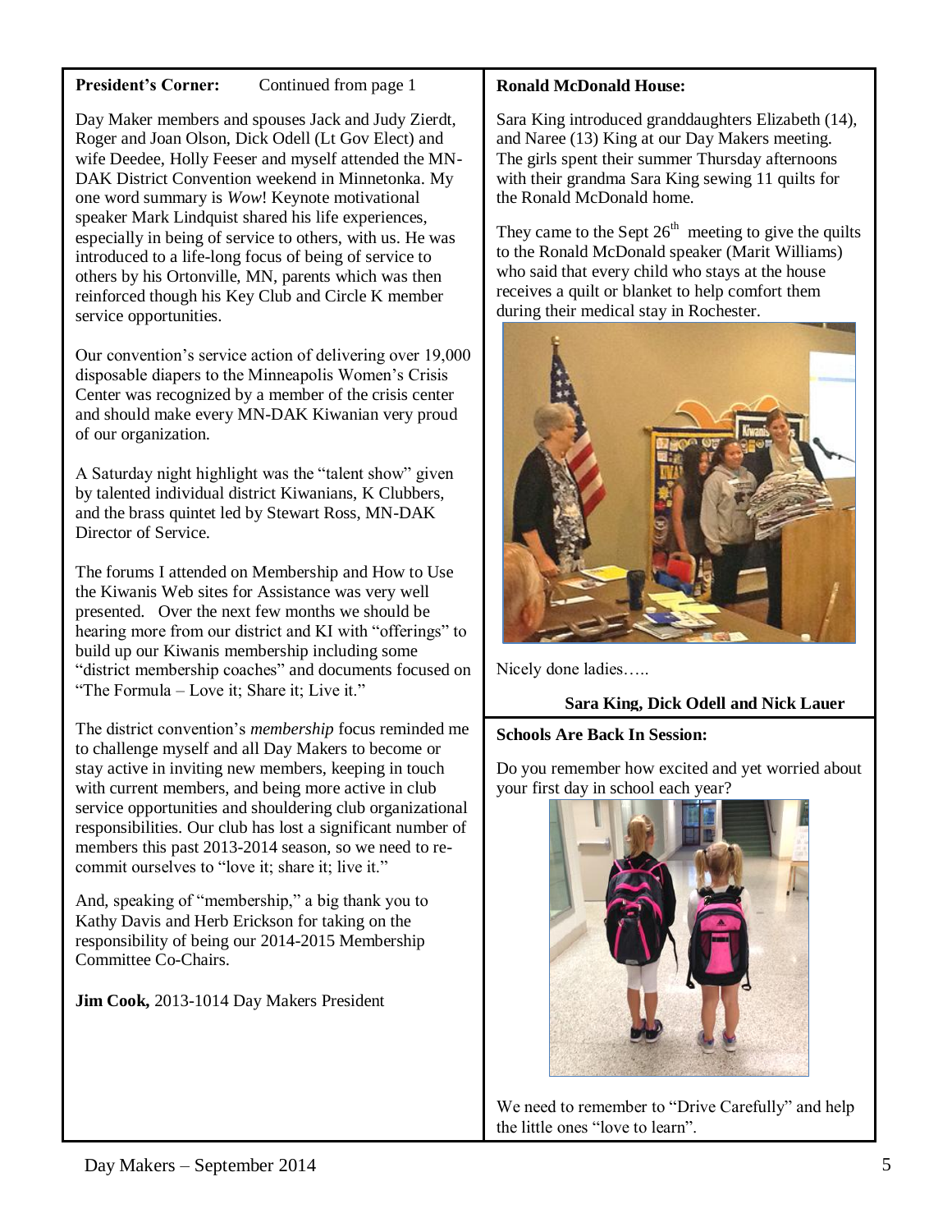**President's Corner:** Continued from page 1

Day Maker members and spouses Jack and Judy Zierdt, Roger and Joan Olson, Dick Odell (Lt Gov Elect) and wife Deedee, Holly Feeser and myself attended the MN-DAK District Convention weekend in Minnetonka. My one word summary is *Wow*! Keynote motivational speaker Mark Lindquist shared his life experiences, especially in being of service to others, with us. He was introduced to a life-long focus of being of service to others by his Ortonville, MN, parents which was then reinforced though his Key Club and Circle K member service opportunities.

Our convention's service action of delivering over 19,000 disposable diapers to the Minneapolis Women's Crisis Center was recognized by a member of the crisis center and should make every MN-DAK Kiwanian very proud of our organization.

A Saturday night highlight was the "talent show" given by talented individual district Kiwanians, K Clubbers, and the brass quintet led by Stewart Ross, MN-DAK Director of Service.

The forums I attended on Membership and How to Use the Kiwanis Web sites for Assistance was very well presented. Over the next few months we should be hearing more from our district and KI with "offerings" to build up our Kiwanis membership including some "district membership coaches" and documents focused on "The Formula – Love it; Share it; Live it."

The district convention's *membership* focus reminded me to challenge myself and all Day Makers to become or stay active in inviting new members, keeping in touch with current members, and being more active in club service opportunities and shouldering club organizational responsibilities. Our club has lost a significant number of members this past 2013-2014 season, so we need to re-commit ourselves to "love it; share it; live it."

And, speaking of "membership," a big thank you to Kathy Davis and Herb Erickson for taking on the responsibility of being our 2014-2015 Membership Committee Co-Chairs.

**Jim Cook,** 2013-1014 Day Makers President

**Ronald McDonald House:**

Sara King introduced granddaughters Elizabeth (14), and Naree (13) King at our Day Makers meeting. The girls spent their summer Thursday afternoons with their grandma Sara King sewing 11 quilts for the Ronald McDonald home.

They came to the Sept 26th meeting to give the quilts to the Ronald McDonald speaker (Marit Williams) who said that every child who stays at the house receives a quilt or blanket to help comfort them during their medical stay in Rochester.

Nicely done ladies…..

**Sara King, Dick Odell and Nick Lauer**

**Schools Are Back In Session:**

Do you remember how excited and yet worried about your first day in school each year?

We need to remember to "Drive Carefully" and help the little ones "love to learn".